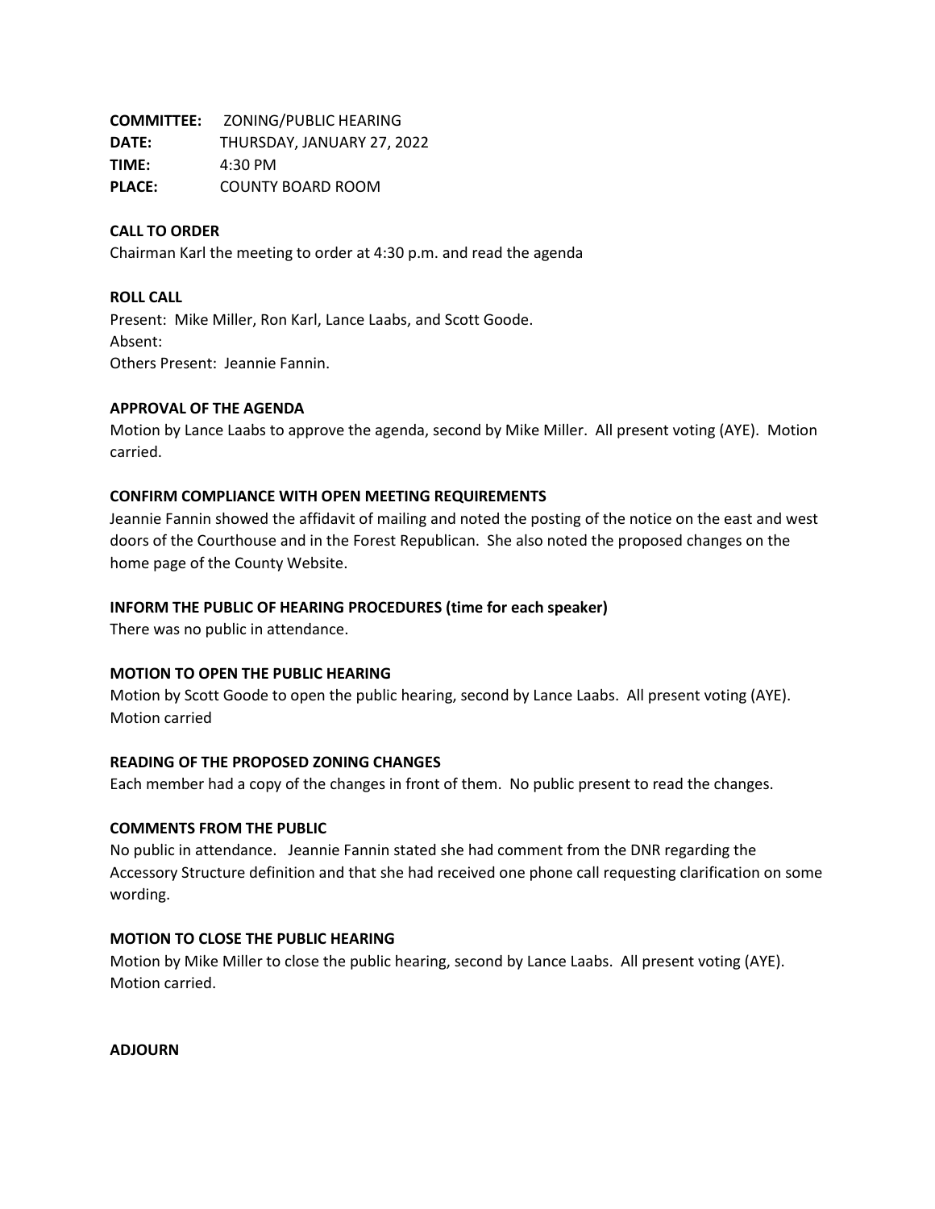**COMMITTEE:** ZONING/PUBLIC HEARING
**DATE:** THURSDAY, JANUARY 27, 2022
**TIME:** 4:30 PM
**PLACE:** COUNTY BOARD ROOM

**CALL TO ORDER**

Chairman Karl the meeting to order at 4:30 p.m. and read the agenda

**ROLL CALL**

Present: Mike Miller, Ron Karl, Lance Laabs, and Scott Goode.
Absent:
Others Present: Jeannie Fannin.

**APPROVAL OF THE AGENDA**

Motion by Lance Laabs to approve the agenda, second by Mike Miller. All present voting (AYE). Motion carried.

**CONFIRM COMPLIANCE WITH OPEN MEETING REQUIREMENTS**

Jeannie Fannin showed the affidavit of mailing and noted the posting of the notice on the east and west doors of the Courthouse and in the Forest Republican. She also noted the proposed changes on the home page of the County Website.

**INFORM THE PUBLIC OF HEARING PROCEDURES (time for each speaker)**

There was no public in attendance.

**MOTION TO OPEN THE PUBLIC HEARING**

Motion by Scott Goode to open the public hearing, second by Lance Laabs. All present voting (AYE). Motion carried

**READING OF THE PROPOSED ZONING CHANGES**

Each member had a copy of the changes in front of them. No public present to read the changes.

**COMMENTS FROM THE PUBLIC**

No public in attendance. Jeannie Fannin stated she had comment from the DNR regarding the Accessory Structure definition and that she had received one phone call requesting clarification on some wording.

**MOTION TO CLOSE THE PUBLIC HEARING**

Motion by Mike Miller to close the public hearing, second by Lance Laabs. All present voting (AYE). Motion carried.

**ADJOURN**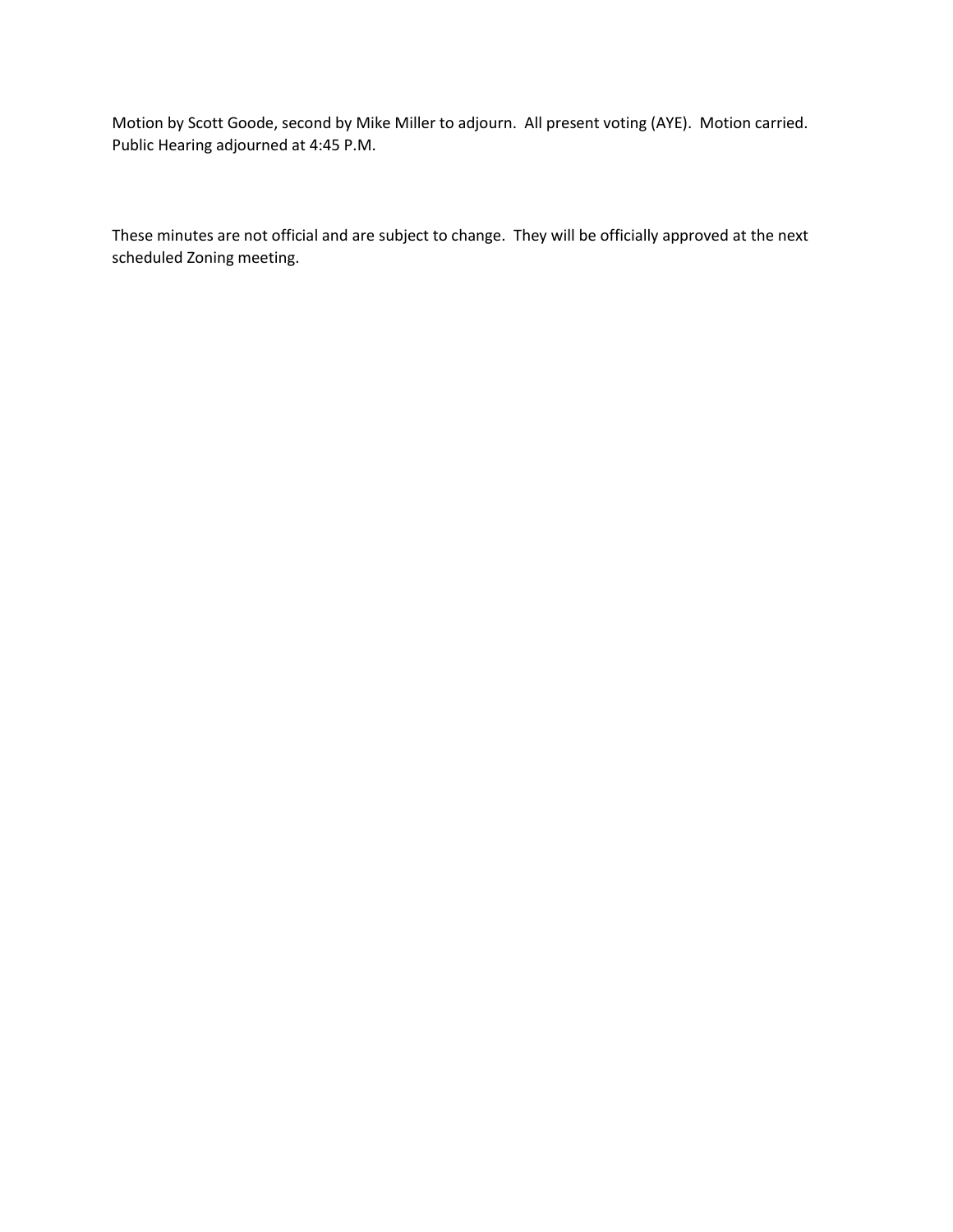Motion by Scott Goode, second by Mike Miller to adjourn. All present voting (AYE). Motion carried. Public Hearing adjourned at 4:45 P.M.

These minutes are not official and are subject to change. They will be officially approved at the next scheduled Zoning meeting.